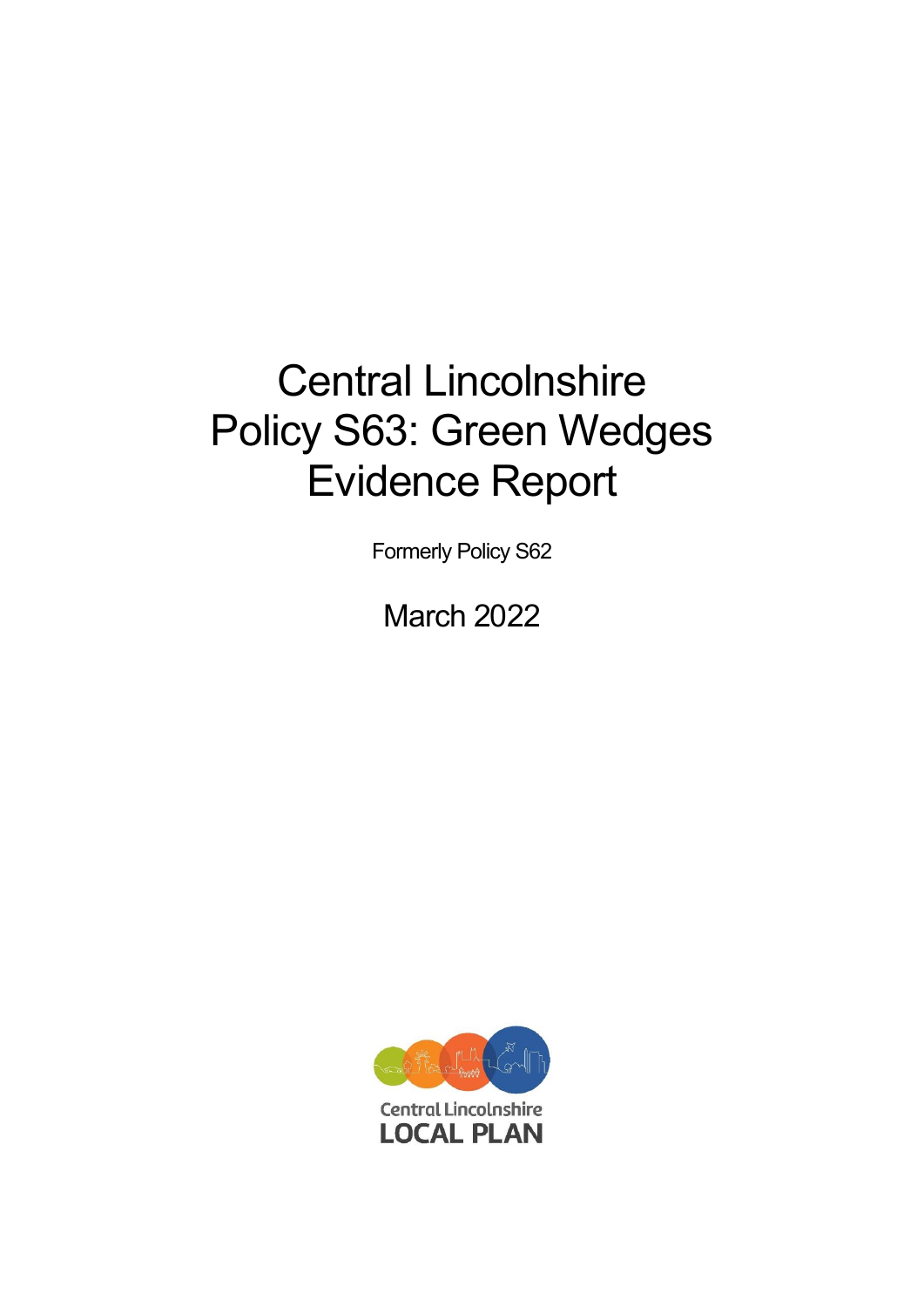# Central Lincolnshire Policy S63: Green Wedges Evidence Report

Formerly Policy S62

March 2022

Central Lincolnshire
LOCAL PLAN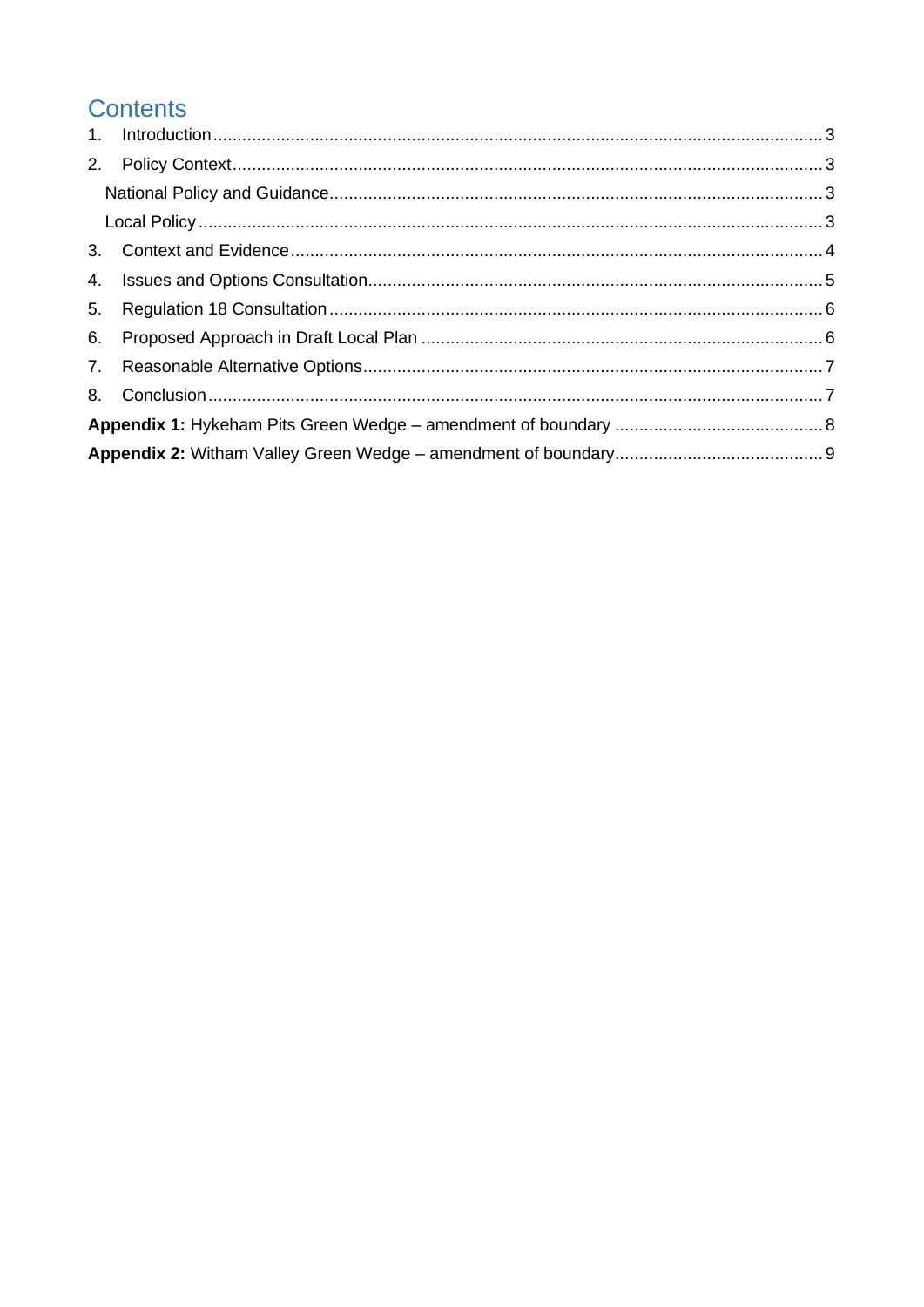# Contents

1. Introduction ........ 3
2. Policy Context ........ 3
   - National Policy and Guidance ........ 3
   - Local Policy ........ 3
3. Context and Evidence ........ 4
4. Issues and Options Consultation ........ 5
5. Regulation 18 Consultation ........ 6
6. Proposed Approach in Draft Local Plan ........ 6
7. Reasonable Alternative Options ........ 7
8. Conclusion ........ 7

**Appendix 1:** Hykeham Pits Green Wedge – amendment of boundary ........ 8

**Appendix 2:** Witham Valley Green Wedge – amendment of boundary ........ 9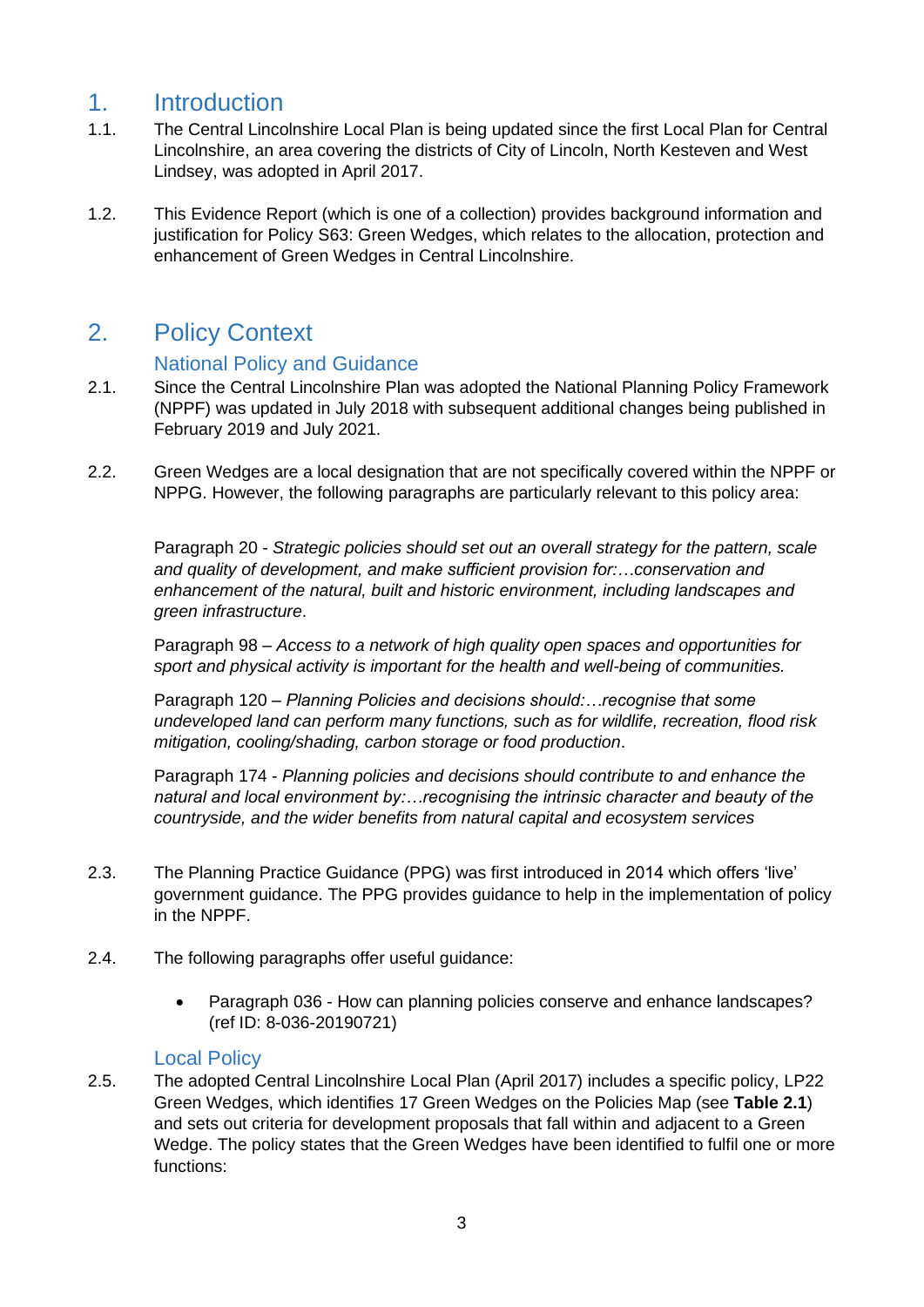# 1. Introduction

1.1. The Central Lincolnshire Local Plan is being updated since the first Local Plan for Central Lincolnshire, an area covering the districts of City of Lincoln, North Kesteven and West Lindsey, was adopted in April 2017.

1.2. This Evidence Report (which is one of a collection) provides background information and justification for Policy S63: Green Wedges, which relates to the allocation, protection and enhancement of Green Wedges in Central Lincolnshire.

# 2. Policy Context

## National Policy and Guidance

2.1. Since the Central Lincolnshire Plan was adopted the National Planning Policy Framework (NPPF) was updated in July 2018 with subsequent additional changes being published in February 2019 and July 2021.

2.2. Green Wedges are a local designation that are not specifically covered within the NPPF or NPPG. However, the following paragraphs are particularly relevant to this policy area:

Paragraph 20 - *Strategic policies should set out an overall strategy for the pattern, scale and quality of development, and make sufficient provision for:…conservation and enhancement of the natural, built and historic environment, including landscapes and green infrastructure*.

Paragraph 98 – *Access to a network of high quality open spaces and opportunities for sport and physical activity is important for the health and well-being of communities.*

Paragraph 120 – *Planning Policies and decisions should:…recognise that some undeveloped land can perform many functions, such as for wildlife, recreation, flood risk mitigation, cooling/shading, carbon storage or food production*.

Paragraph 174 - *Planning policies and decisions should contribute to and enhance the natural and local environment by:…recognising the intrinsic character and beauty of the countryside, and the wider benefits from natural capital and ecosystem services*

2.3. The Planning Practice Guidance (PPG) was first introduced in 2014 which offers 'live' government guidance. The PPG provides guidance to help in the implementation of policy in the NPPF.

2.4. The following paragraphs offer useful guidance:

- Paragraph 036 - How can planning policies conserve and enhance landscapes? (ref ID: 8-036-20190721)

## Local Policy

2.5. The adopted Central Lincolnshire Local Plan (April 2017) includes a specific policy, LP22 Green Wedges, which identifies 17 Green Wedges on the Policies Map (see **Table 2.1**) and sets out criteria for development proposals that fall within and adjacent to a Green Wedge. The policy states that the Green Wedges have been identified to fulfil one or more functions: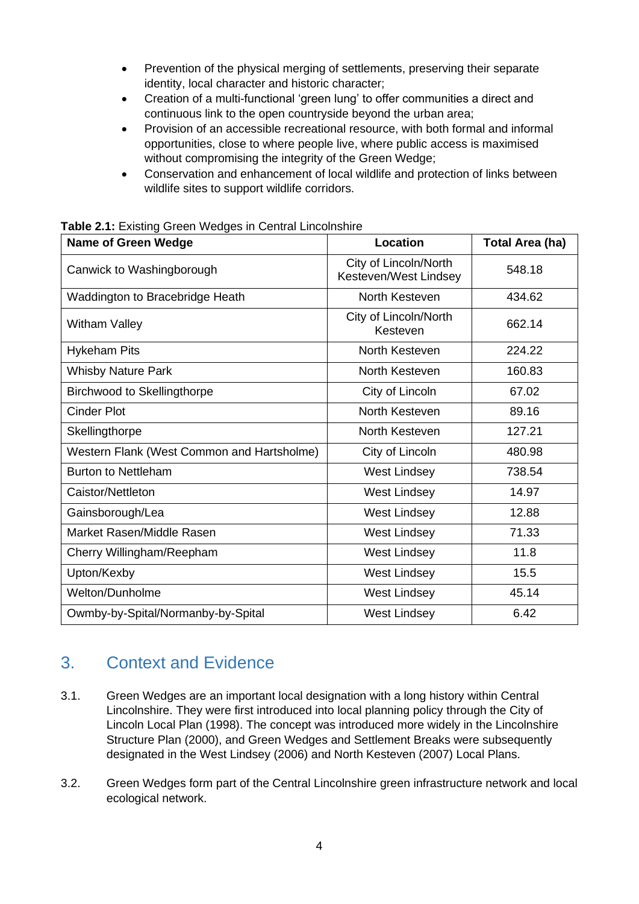- Prevention of the physical merging of settlements, preserving their separate identity, local character and historic character;
- Creation of a multi-functional 'green lung' to offer communities a direct and continuous link to the open countryside beyond the urban area;
- Provision of an accessible recreational resource, with both formal and informal opportunities, close to where people live, where public access is maximised without compromising the integrity of the Green Wedge;
- Conservation and enhancement of local wildlife and protection of links between wildlife sites to support wildlife corridors.

**Table 2.1:** Existing Green Wedges in Central Lincolnshire

| Name of Green Wedge | Location | Total Area (ha) |
|---|---|---|
| Canwick to Washingborough | City of Lincoln/North Kesteven/West Lindsey | 548.18 |
| Waddington to Bracebridge Heath | North Kesteven | 434.62 |
| Witham Valley | City of Lincoln/North Kesteven | 662.14 |
| Hykeham Pits | North Kesteven | 224.22 |
| Whisby Nature Park | North Kesteven | 160.83 |
| Birchwood to Skellingthorpe | City of Lincoln | 67.02 |
| Cinder Plot | North Kesteven | 89.16 |
| Skellingthorpe | North Kesteven | 127.21 |
| Western Flank (West Common and Hartsholme) | City of Lincoln | 480.98 |
| Burton to Nettleham | West Lindsey | 738.54 |
| Caistor/Nettleton | West Lindsey | 14.97 |
| Gainsborough/Lea | West Lindsey | 12.88 |
| Market Rasen/Middle Rasen | West Lindsey | 71.33 |
| Cherry Willingham/Reepham | West Lindsey | 11.8 |
| Upton/Kexby | West Lindsey | 15.5 |
| Welton/Dunholme | West Lindsey | 45.14 |
| Owmby-by-Spital/Normanby-by-Spital | West Lindsey | 6.42 |

## 3. Context and Evidence

3.1. Green Wedges are an important local designation with a long history within Central Lincolnshire. They were first introduced into local planning policy through the City of Lincoln Local Plan (1998). The concept was introduced more widely in the Lincolnshire Structure Plan (2000), and Green Wedges and Settlement Breaks were subsequently designated in the West Lindsey (2006) and North Kesteven (2007) Local Plans.

3.2. Green Wedges form part of the Central Lincolnshire green infrastructure network and local ecological network.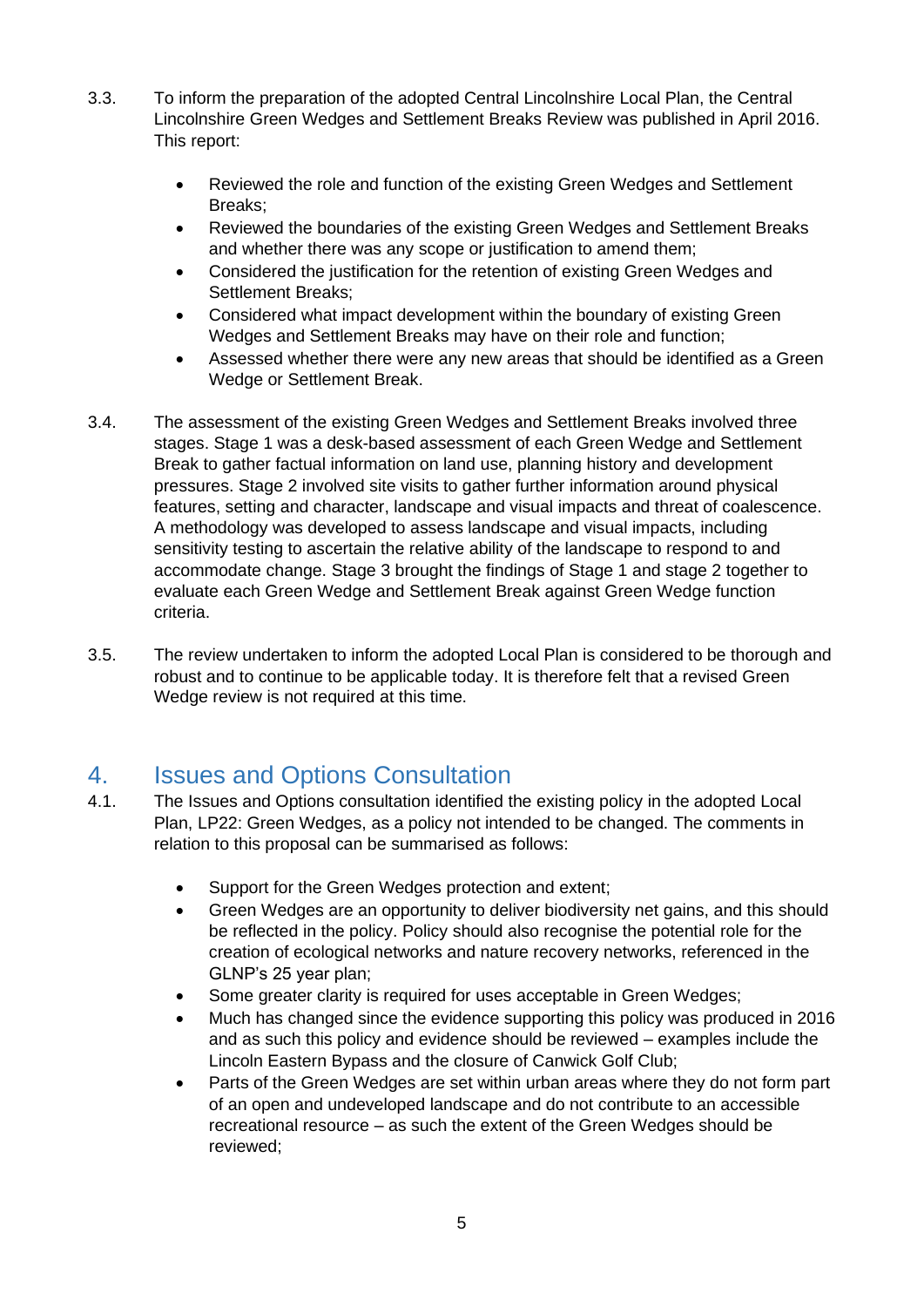3.3. To inform the preparation of the adopted Central Lincolnshire Local Plan, the Central Lincolnshire Green Wedges and Settlement Breaks Review was published in April 2016. This report:

- Reviewed the role and function of the existing Green Wedges and Settlement Breaks;
- Reviewed the boundaries of the existing Green Wedges and Settlement Breaks and whether there was any scope or justification to amend them;
- Considered the justification for the retention of existing Green Wedges and Settlement Breaks;
- Considered what impact development within the boundary of existing Green Wedges and Settlement Breaks may have on their role and function;
- Assessed whether there were any new areas that should be identified as a Green Wedge or Settlement Break.

3.4. The assessment of the existing Green Wedges and Settlement Breaks involved three stages. Stage 1 was a desk-based assessment of each Green Wedge and Settlement Break to gather factual information on land use, planning history and development pressures. Stage 2 involved site visits to gather further information around physical features, setting and character, landscape and visual impacts and threat of coalescence. A methodology was developed to assess landscape and visual impacts, including sensitivity testing to ascertain the relative ability of the landscape to respond to and accommodate change. Stage 3 brought the findings of Stage 1 and stage 2 together to evaluate each Green Wedge and Settlement Break against Green Wedge function criteria.

3.5. The review undertaken to inform the adopted Local Plan is considered to be thorough and robust and to continue to be applicable today. It is therefore felt that a revised Green Wedge review is not required at this time.

## 4. Issues and Options Consultation

4.1. The Issues and Options consultation identified the existing policy in the adopted Local Plan, LP22: Green Wedges, as a policy not intended to be changed. The comments in relation to this proposal can be summarised as follows:

- Support for the Green Wedges protection and extent;
- Green Wedges are an opportunity to deliver biodiversity net gains, and this should be reflected in the policy. Policy should also recognise the potential role for the creation of ecological networks and nature recovery networks, referenced in the GLNP's 25 year plan;
- Some greater clarity is required for uses acceptable in Green Wedges;
- Much has changed since the evidence supporting this policy was produced in 2016 and as such this policy and evidence should be reviewed – examples include the Lincoln Eastern Bypass and the closure of Canwick Golf Club;
- Parts of the Green Wedges are set within urban areas where they do not form part of an open and undeveloped landscape and do not contribute to an accessible recreational resource – as such the extent of the Green Wedges should be reviewed;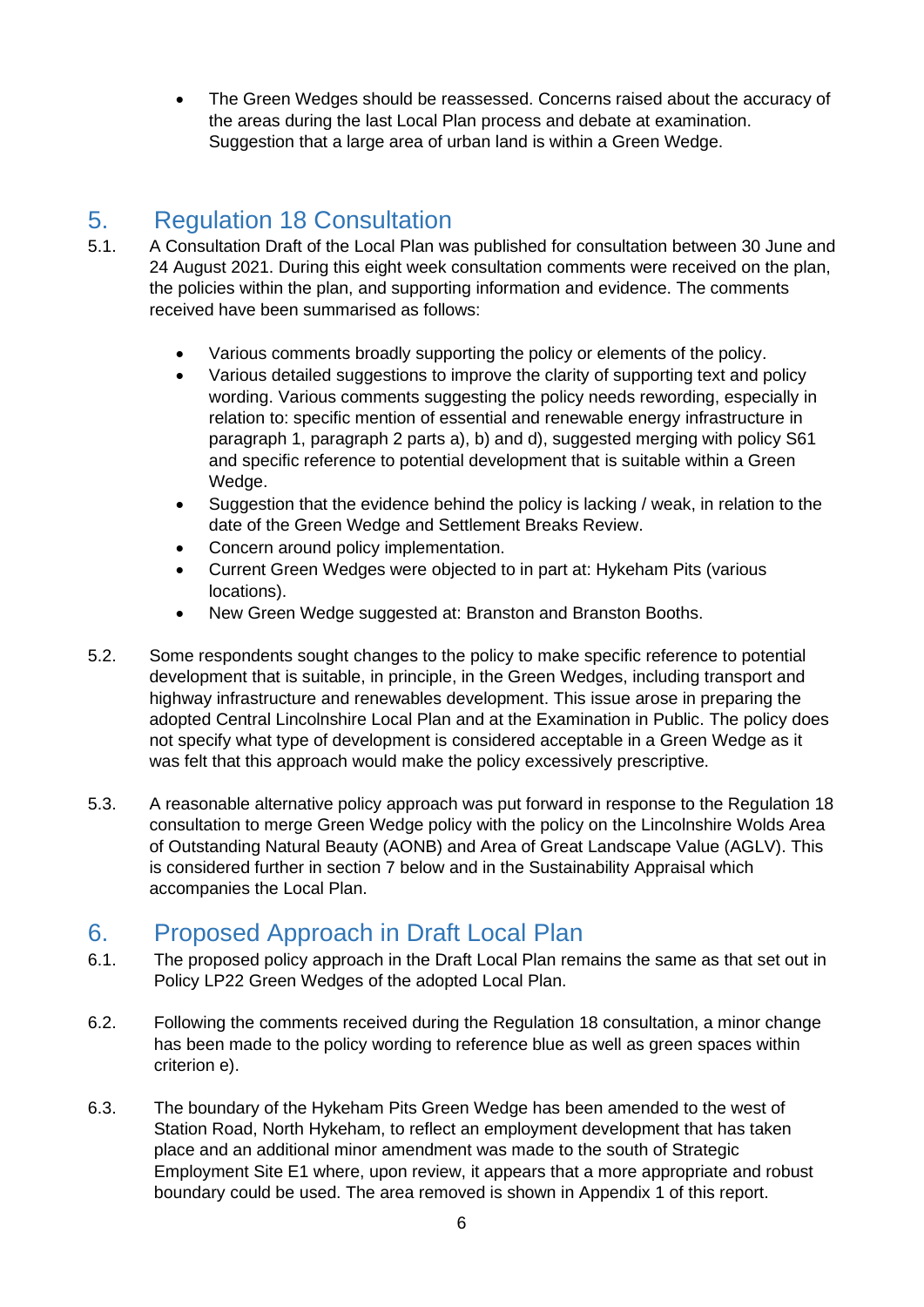- The Green Wedges should be reassessed. Concerns raised about the accuracy of the areas during the last Local Plan process and debate at examination. Suggestion that a large area of urban land is within a Green Wedge.

## 5. Regulation 18 Consultation

5.1. A Consultation Draft of the Local Plan was published for consultation between 30 June and 24 August 2021. During this eight week consultation comments were received on the plan, the policies within the plan, and supporting information and evidence. The comments received have been summarised as follows:

- Various comments broadly supporting the policy or elements of the policy.
- Various detailed suggestions to improve the clarity of supporting text and policy wording. Various comments suggesting the policy needs rewording, especially in relation to: specific mention of essential and renewable energy infrastructure in paragraph 1, paragraph 2 parts a), b) and d), suggested merging with policy S61 and specific reference to potential development that is suitable within a Green Wedge.
- Suggestion that the evidence behind the policy is lacking / weak, in relation to the date of the Green Wedge and Settlement Breaks Review.
- Concern around policy implementation.
- Current Green Wedges were objected to in part at: Hykeham Pits (various locations).
- New Green Wedge suggested at: Branston and Branston Booths.

5.2. Some respondents sought changes to the policy to make specific reference to potential development that is suitable, in principle, in the Green Wedges, including transport and highway infrastructure and renewables development. This issue arose in preparing the adopted Central Lincolnshire Local Plan and at the Examination in Public. The policy does not specify what type of development is considered acceptable in a Green Wedge as it was felt that this approach would make the policy excessively prescriptive.

5.3. A reasonable alternative policy approach was put forward in response to the Regulation 18 consultation to merge Green Wedge policy with the policy on the Lincolnshire Wolds Area of Outstanding Natural Beauty (AONB) and Area of Great Landscape Value (AGLV). This is considered further in section 7 below and in the Sustainability Appraisal which accompanies the Local Plan.

## 6. Proposed Approach in Draft Local Plan

6.1. The proposed policy approach in the Draft Local Plan remains the same as that set out in Policy LP22 Green Wedges of the adopted Local Plan.

6.2. Following the comments received during the Regulation 18 consultation, a minor change has been made to the policy wording to reference blue as well as green spaces within criterion e).

6.3. The boundary of the Hykeham Pits Green Wedge has been amended to the west of Station Road, North Hykeham, to reflect an employment development that has taken place and an additional minor amendment was made to the south of Strategic Employment Site E1 where, upon review, it appears that a more appropriate and robust boundary could be used. The area removed is shown in Appendix 1 of this report.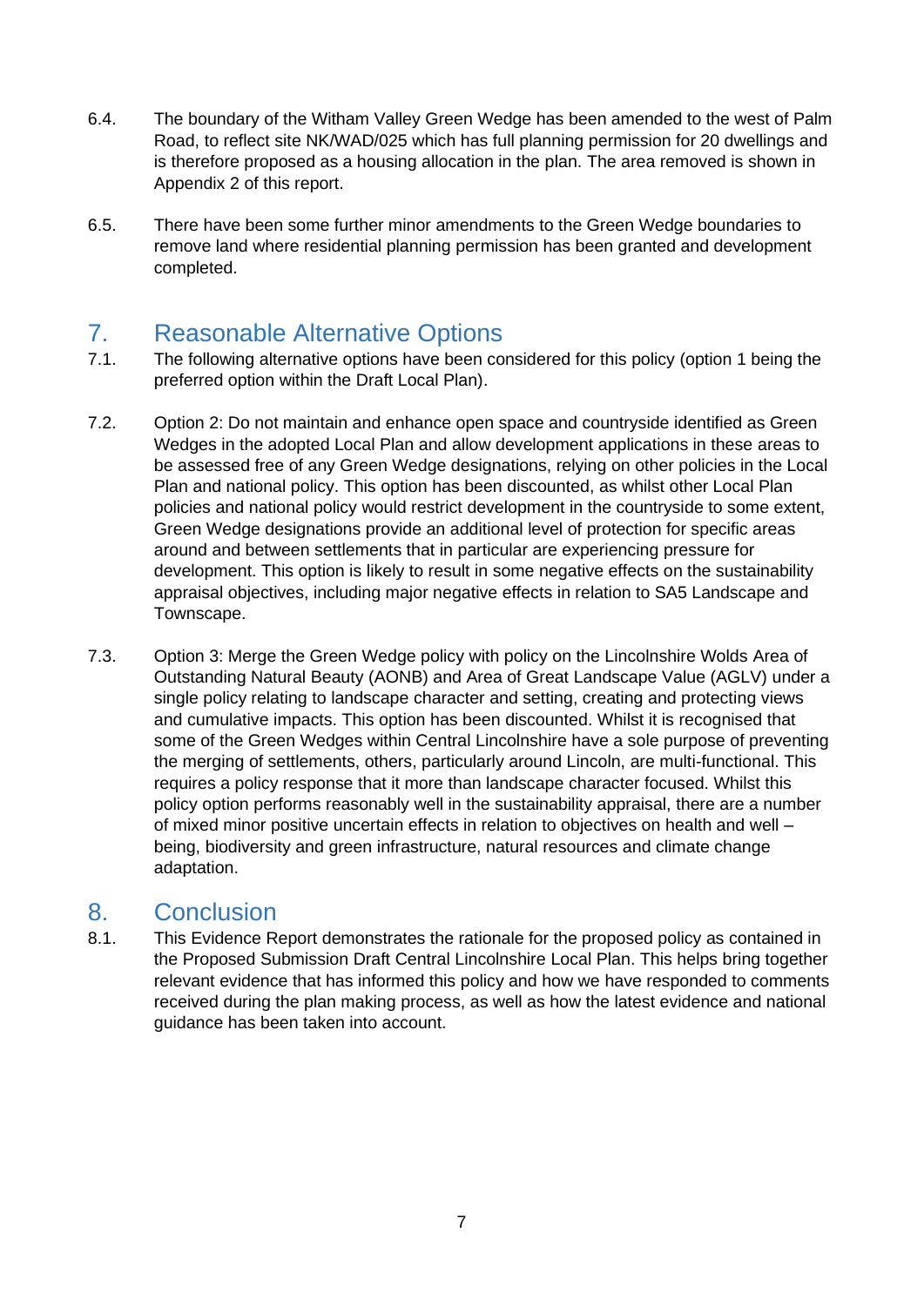6.4. The boundary of the Witham Valley Green Wedge has been amended to the west of Palm Road, to reflect site NK/WAD/025 which has full planning permission for 20 dwellings and is therefore proposed as a housing allocation in the plan. The area removed is shown in Appendix 2 of this report.

6.5. There have been some further minor amendments to the Green Wedge boundaries to remove land where residential planning permission has been granted and development completed.

## 7. Reasonable Alternative Options

7.1. The following alternative options have been considered for this policy (option 1 being the preferred option within the Draft Local Plan).

7.2. Option 2: Do not maintain and enhance open space and countryside identified as Green Wedges in the adopted Local Plan and allow development applications in these areas to be assessed free of any Green Wedge designations, relying on other policies in the Local Plan and national policy. This option has been discounted, as whilst other Local Plan policies and national policy would restrict development in the countryside to some extent, Green Wedge designations provide an additional level of protection for specific areas around and between settlements that in particular are experiencing pressure for development. This option is likely to result in some negative effects on the sustainability appraisal objectives, including major negative effects in relation to SA5 Landscape and Townscape.

7.3. Option 3: Merge the Green Wedge policy with policy on the Lincolnshire Wolds Area of Outstanding Natural Beauty (AONB) and Area of Great Landscape Value (AGLV) under a single policy relating to landscape character and setting, creating and protecting views and cumulative impacts. This option has been discounted. Whilst it is recognised that some of the Green Wedges within Central Lincolnshire have a sole purpose of preventing the merging of settlements, others, particularly around Lincoln, are multi-functional. This requires a policy response that it more than landscape character focused. Whilst this policy option performs reasonably well in the sustainability appraisal, there are a number of mixed minor positive uncertain effects in relation to objectives on health and well – being, biodiversity and green infrastructure, natural resources and climate change adaptation.

## 8. Conclusion

8.1. This Evidence Report demonstrates the rationale for the proposed policy as contained in the Proposed Submission Draft Central Lincolnshire Local Plan. This helps bring together relevant evidence that has informed this policy and how we have responded to comments received during the plan making process, as well as how the latest evidence and national guidance has been taken into account.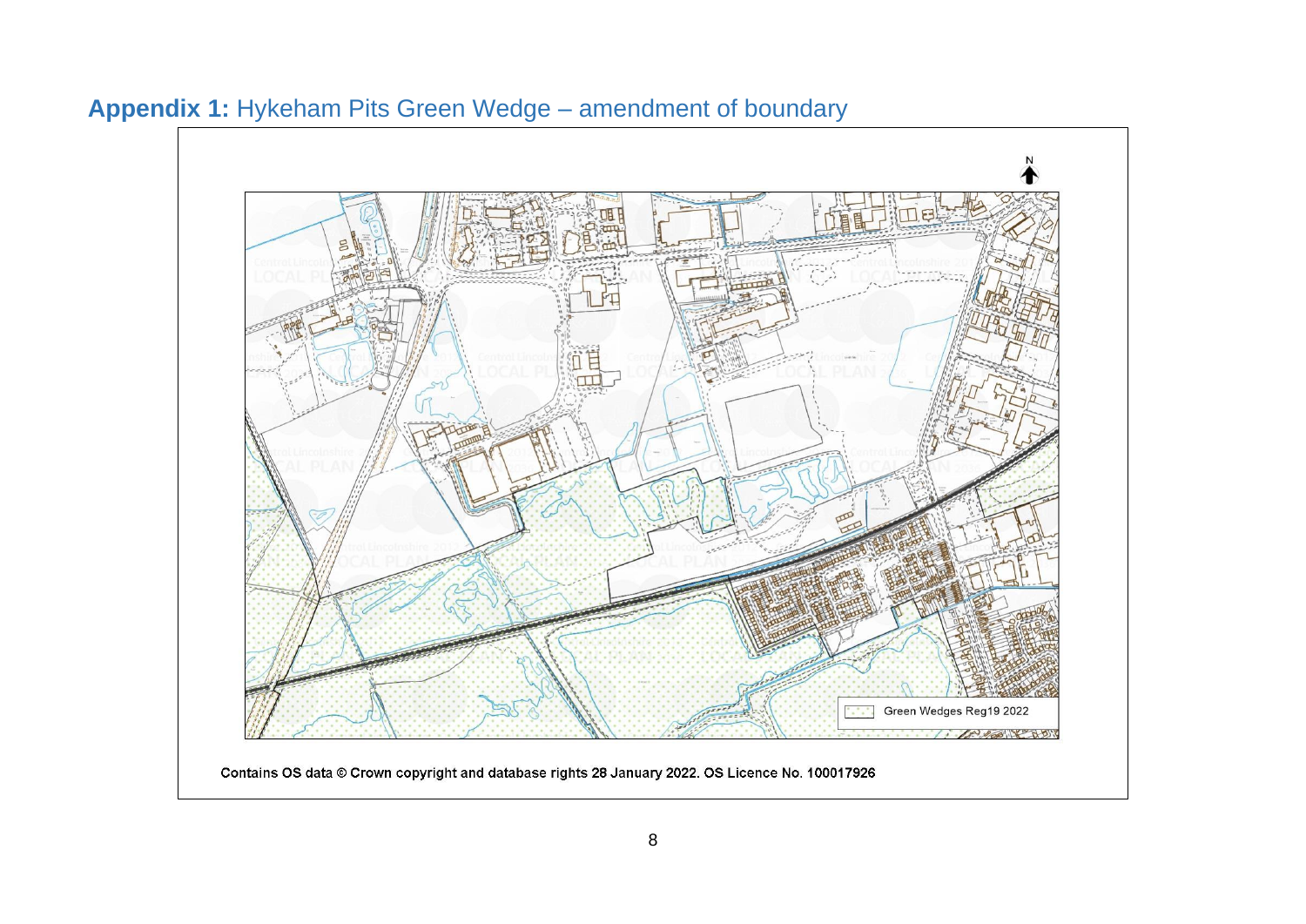## **Appendix 1:** Hykeham Pits Green Wedge – amendment of boundary

Green Wedges Reg19 2022

Contains OS data © Crown copyright and database rights 28 January 2022. OS Licence No. 100017926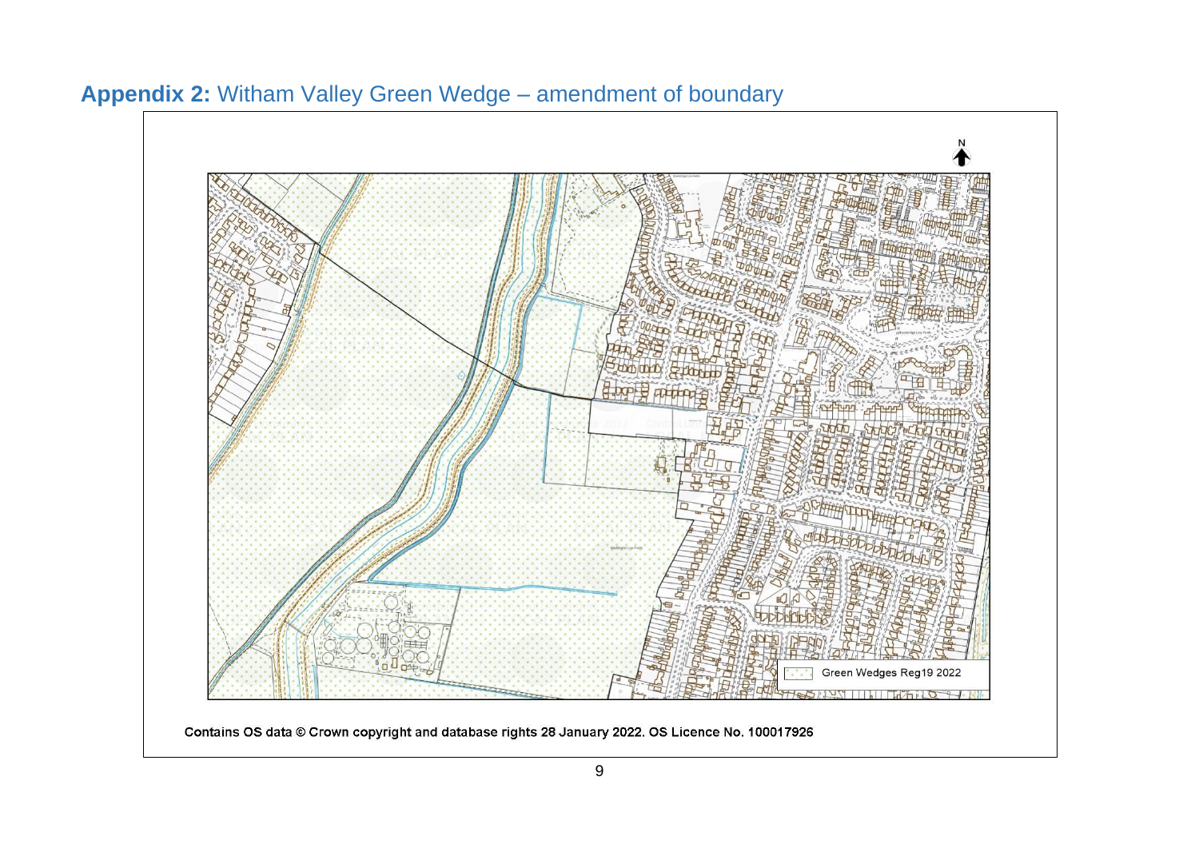## **Appendix 2:** Witham Valley Green Wedge – amendment of boundary

N

Green Wedges Reg19 2022

Contains OS data © Crown copyright and database rights 28 January 2022. OS Licence No. 100017926